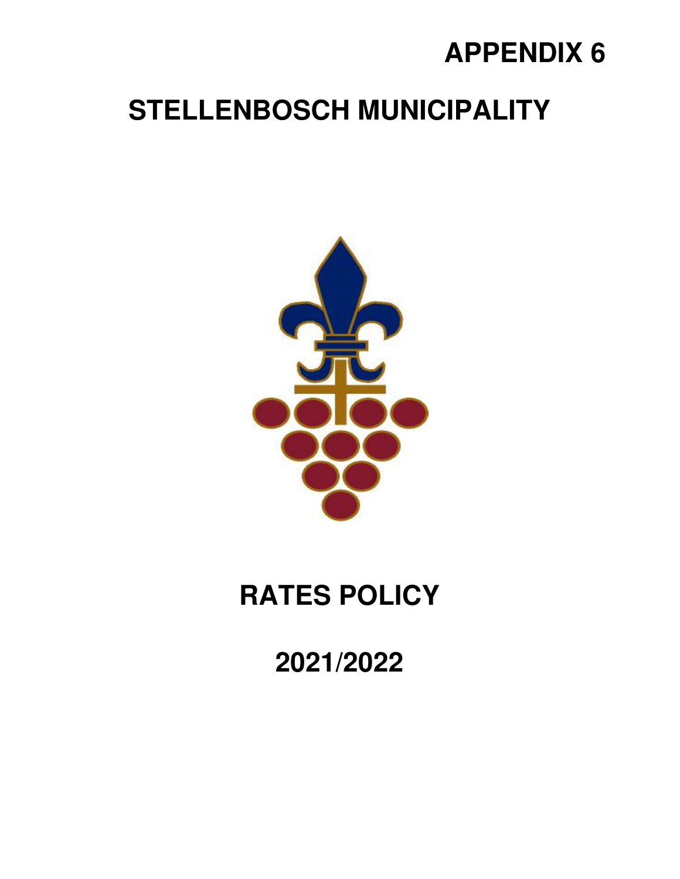**APPENDIX 6**

# STELLENBOSCH MUNICIPALITY

# RATES POLICY

# 2021/2022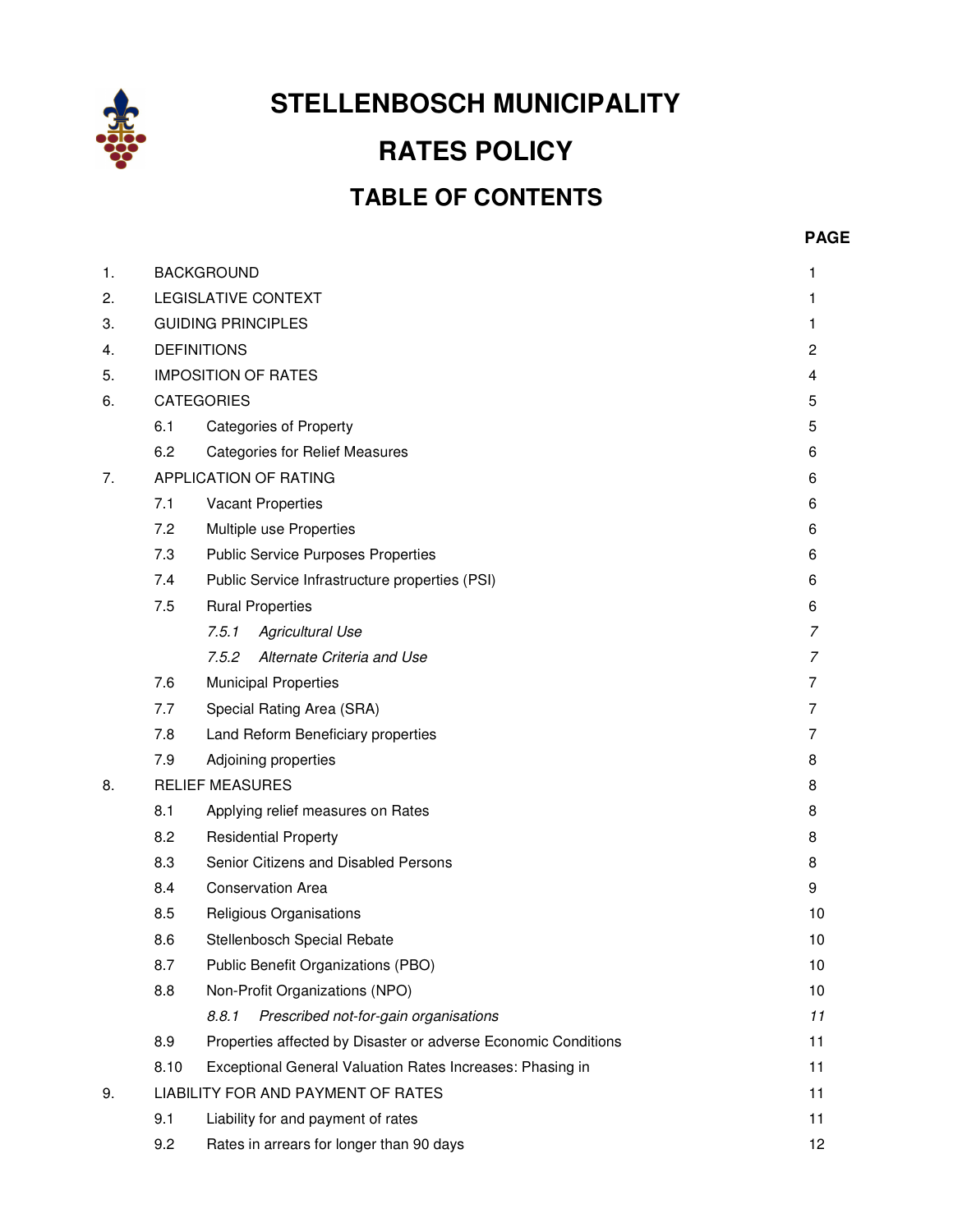# STELLENBOSCH MUNICIPALITY

# RATES POLICY

## TABLE OF CONTENTS

| | | | | PAGE |
|---|---|---|---|---|
| 1. | BACKGROUND | | | 1 |
| 2. | LEGISLATIVE CONTEXT | | | 1 |
| 3. | GUIDING PRINCIPLES | | | 1 |
| 4. | DEFINITIONS | | | 2 |
| 5. | IMPOSITION OF RATES | | | 4 |
| 6. | CATEGORIES | | | 5 |
| | 6.1 | Categories of Property | | 5 |
| | 6.2 | Categories for Relief Measures | | 6 |
| 7. | APPLICATION OF RATING | | | 6 |
| | 7.1 | Vacant Properties | | 6 |
| | 7.2 | Multiple use Properties | | 6 |
| | 7.3 | Public Service Purposes Properties | | 6 |
| | 7.4 | Public Service Infrastructure properties (PSI) | | 6 |
| | 7.5 | Rural Properties | | 6 |
| | | *7.5.1* | *Agricultural Use* | *7* |
| | | *7.5.2* | *Alternate Criteria and Use* | *7* |
| | 7.6 | Municipal Properties | | 7 |
| | 7.7 | Special Rating Area (SRA) | | 7 |
| | 7.8 | Land Reform Beneficiary properties | | 7 |
| | 7.9 | Adjoining properties | | 8 |
| 8. | RELIEF MEASURES | | | 8 |
| | 8.1 | Applying relief measures on Rates | | 8 |
| | 8.2 | Residential Property | | 8 |
| | 8.3 | Senior Citizens and Disabled Persons | | 8 |
| | 8.4 | Conservation Area | | 9 |
| | 8.5 | Religious Organisations | | 10 |
| | 8.6 | Stellenbosch Special Rebate | | 10 |
| | 8.7 | Public Benefit Organizations (PBO) | | 10 |
| | 8.8 | Non-Profit Organizations (NPO) | | 10 |
| | | *8.8.1* | *Prescribed not-for-gain organisations* | *11* |
| | 8.9 | Properties affected by Disaster or adverse Economic Conditions | | 11 |
| | 8.10 | Exceptional General Valuation Rates Increases: Phasing in | | 11 |
| 9. | LIABILITY FOR AND PAYMENT OF RATES | | | 11 |
| | 9.1 | Liability for and payment of rates | | 11 |
| | 9.2 | Rates in arrears for longer than 90 days | | 12 |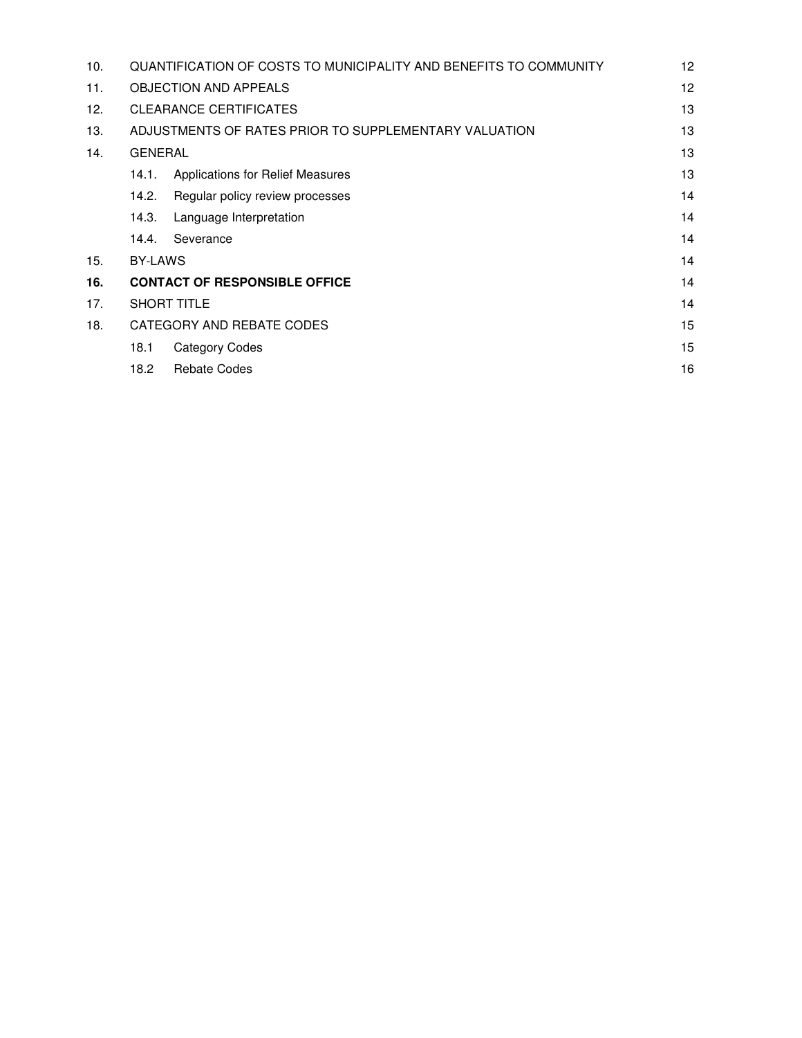| | | | |
|---|---|---|---|
| 10. | QUANTIFICATION OF COSTS TO MUNICIPALITY AND BENEFITS TO COMMUNITY | | 12 |
| 11. | OBJECTION AND APPEALS | | 12 |
| 12. | CLEARANCE CERTIFICATES | | 13 |
| 13. | ADJUSTMENTS OF RATES PRIOR TO SUPPLEMENTARY VALUATION | | 13 |
| 14. | GENERAL | | 13 |
| | 14.1. | Applications for Relief Measures | 13 |
| | 14.2. | Regular policy review processes | 14 |
| | 14.3. | Language Interpretation | 14 |
| | 14.4. | Severance | 14 |
| 15. | BY-LAWS | | 14 |
| **16.** | **CONTACT OF RESPONSIBLE OFFICE** | | 14 |
| 17. | SHORT TITLE | | 14 |
| 18. | CATEGORY AND REBATE CODES | | 15 |
| | 18.1 | Category Codes | 15 |
| | 18.2 | Rebate Codes | 16 |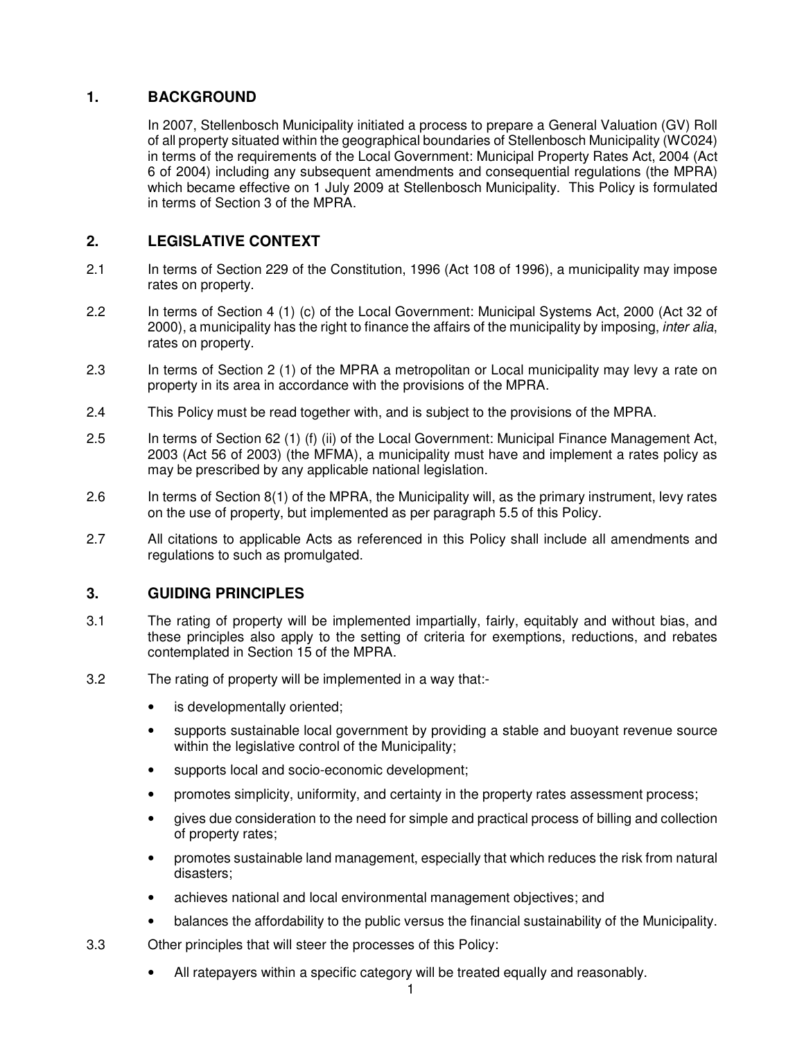## 1. BACKGROUND

In 2007, Stellenbosch Municipality initiated a process to prepare a General Valuation (GV) Roll of all property situated within the geographical boundaries of Stellenbosch Municipality (WC024) in terms of the requirements of the Local Government: Municipal Property Rates Act, 2004 (Act 6 of 2004) including any subsequent amendments and consequential regulations (the MPRA) which became effective on 1 July 2009 at Stellenbosch Municipality. This Policy is formulated in terms of Section 3 of the MPRA.

## 2. LEGISLATIVE CONTEXT

2.1 In terms of Section 229 of the Constitution, 1996 (Act 108 of 1996), a municipality may impose rates on property.

2.2 In terms of Section 4 (1) (c) of the Local Government: Municipal Systems Act, 2000 (Act 32 of 2000), a municipality has the right to finance the affairs of the municipality by imposing, *inter alia*, rates on property.

2.3 In terms of Section 2 (1) of the MPRA a metropolitan or Local municipality may levy a rate on property in its area in accordance with the provisions of the MPRA.

2.4 This Policy must be read together with, and is subject to the provisions of the MPRA.

2.5 In terms of Section 62 (1) (f) (ii) of the Local Government: Municipal Finance Management Act, 2003 (Act 56 of 2003) (the MFMA), a municipality must have and implement a rates policy as may be prescribed by any applicable national legislation.

2.6 In terms of Section 8(1) of the MPRA, the Municipality will, as the primary instrument, levy rates on the use of property, but implemented as per paragraph 5.5 of this Policy.

2.7 All citations to applicable Acts as referenced in this Policy shall include all amendments and regulations to such as promulgated.

## 3. GUIDING PRINCIPLES

3.1 The rating of property will be implemented impartially, fairly, equitably and without bias, and these principles also apply to the setting of criteria for exemptions, reductions, and rebates contemplated in Section 15 of the MPRA.

3.2 The rating of property will be implemented in a way that:-

- is developmentally oriented;
- supports sustainable local government by providing a stable and buoyant revenue source within the legislative control of the Municipality;
- supports local and socio-economic development;
- promotes simplicity, uniformity, and certainty in the property rates assessment process;
- gives due consideration to the need for simple and practical process of billing and collection of property rates;
- promotes sustainable land management, especially that which reduces the risk from natural disasters;
- achieves national and local environmental management objectives; and
- balances the affordability to the public versus the financial sustainability of the Municipality.

3.3 Other principles that will steer the processes of this Policy:

- All ratepayers within a specific category will be treated equally and reasonably.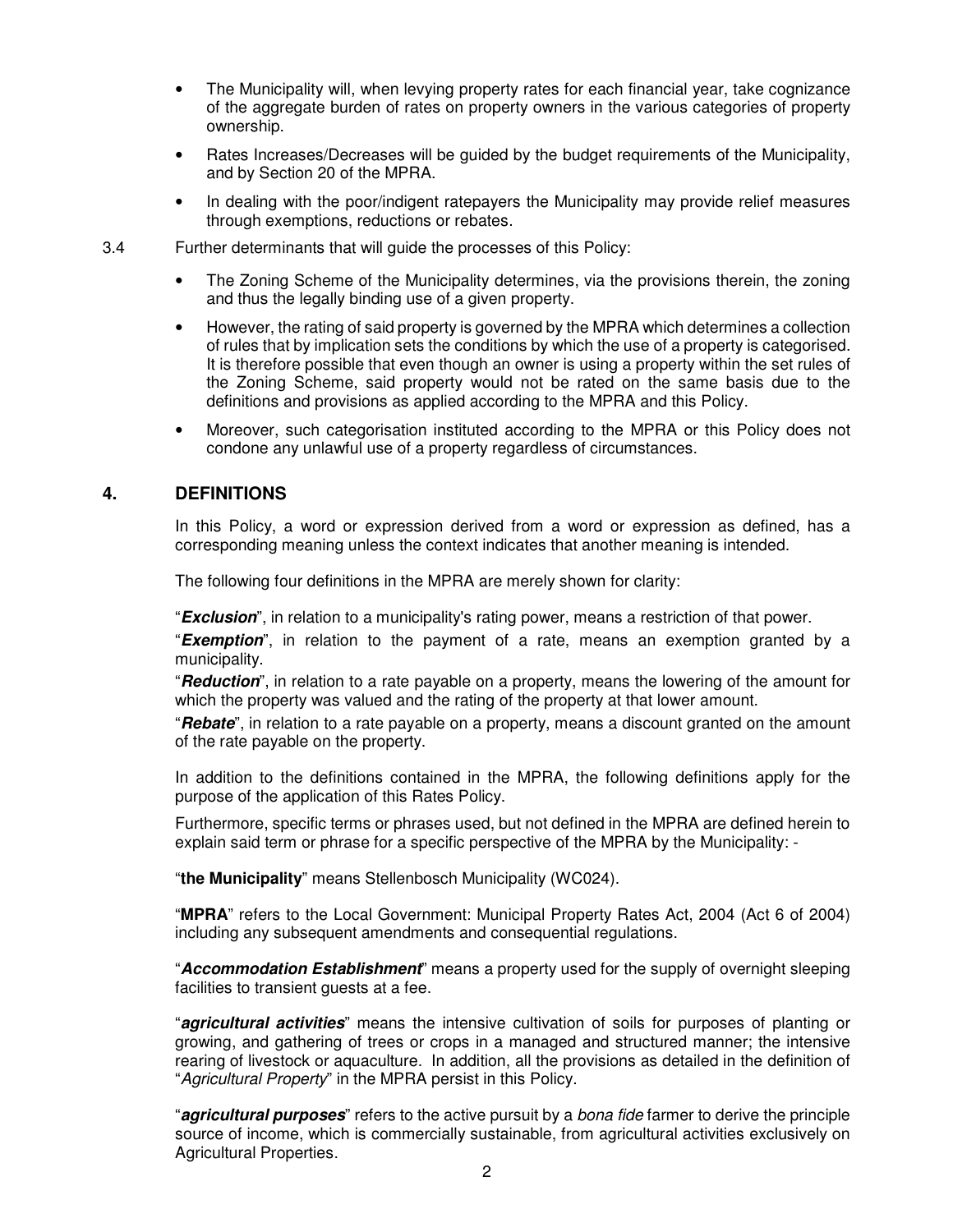- The Municipality will, when levying property rates for each financial year, take cognizance of the aggregate burden of rates on property owners in the various categories of property ownership.
- Rates Increases/Decreases will be guided by the budget requirements of the Municipality, and by Section 20 of the MPRA.
- In dealing with the poor/indigent ratepayers the Municipality may provide relief measures through exemptions, reductions or rebates.

3.4 Further determinants that will guide the processes of this Policy:

- The Zoning Scheme of the Municipality determines, via the provisions therein, the zoning and thus the legally binding use of a given property.
- However, the rating of said property is governed by the MPRA which determines a collection of rules that by implication sets the conditions by which the use of a property is categorised. It is therefore possible that even though an owner is using a property within the set rules of the Zoning Scheme, said property would not be rated on the same basis due to the definitions and provisions as applied according to the MPRA and this Policy.
- Moreover, such categorisation instituted according to the MPRA or this Policy does not condone any unlawful use of a property regardless of circumstances.

## 4. DEFINITIONS

In this Policy, a word or expression derived from a word or expression as defined, has a corresponding meaning unless the context indicates that another meaning is intended.

The following four definitions in the MPRA are merely shown for clarity:

"***Exclusion***", in relation to a municipality's rating power, means a restriction of that power.

"***Exemption***", in relation to the payment of a rate, means an exemption granted by a municipality.

"***Reduction***", in relation to a rate payable on a property, means the lowering of the amount for which the property was valued and the rating of the property at that lower amount.

"***Rebate***", in relation to a rate payable on a property, means a discount granted on the amount of the rate payable on the property.

In addition to the definitions contained in the MPRA, the following definitions apply for the purpose of the application of this Rates Policy.

Furthermore, specific terms or phrases used, but not defined in the MPRA are defined herein to explain said term or phrase for a specific perspective of the MPRA by the Municipality: -

"**the Municipality**" means Stellenbosch Municipality (WC024).

"**MPRA**" refers to the Local Government: Municipal Property Rates Act, 2004 (Act 6 of 2004) including any subsequent amendments and consequential regulations.

"***Accommodation Establishment***" means a property used for the supply of overnight sleeping facilities to transient guests at a fee.

"***agricultural activities***" means the intensive cultivation of soils for purposes of planting or growing, and gathering of trees or crops in a managed and structured manner; the intensive rearing of livestock or aquaculture. In addition, all the provisions as detailed in the definition of "*Agricultural Property*" in the MPRA persist in this Policy.

"***agricultural purposes***" refers to the active pursuit by a *bona fide* farmer to derive the principle source of income, which is commercially sustainable, from agricultural activities exclusively on Agricultural Properties.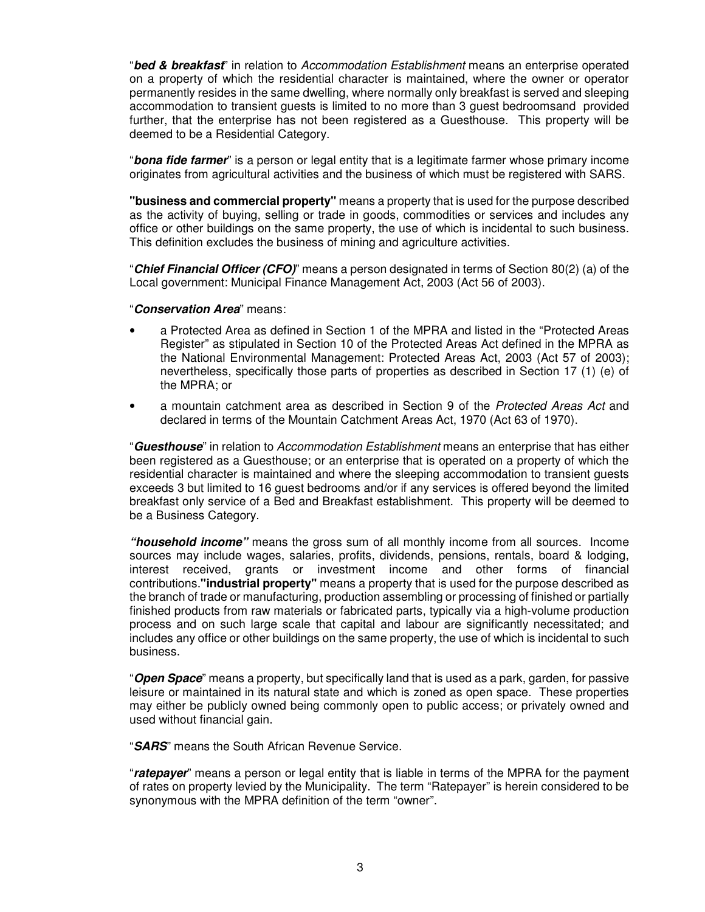"***bed & breakfast***" in relation to *Accommodation Establishment* means an enterprise operated on a property of which the residential character is maintained, where the owner or operator permanently resides in the same dwelling, where normally only breakfast is served and sleeping accommodation to transient guests is limited to no more than 3 guest bedroomsand provided further, that the enterprise has not been registered as a Guesthouse. This property will be deemed to be a Residential Category.

"***bona fide farmer***" is a person or legal entity that is a legitimate farmer whose primary income originates from agricultural activities and the business of which must be registered with SARS.

**"business and commercial property"** means a property that is used for the purpose described as the activity of buying, selling or trade in goods, commodities or services and includes any office or other buildings on the same property, the use of which is incidental to such business. This definition excludes the business of mining and agriculture activities.

"***Chief Financial Officer (CFO)***" means a person designated in terms of Section 80(2) (a) of the Local government: Municipal Finance Management Act, 2003 (Act 56 of 2003).

"***Conservation Area***" means:

- a Protected Area as defined in Section 1 of the MPRA and listed in the "Protected Areas Register" as stipulated in Section 10 of the Protected Areas Act defined in the MPRA as the National Environmental Management: Protected Areas Act, 2003 (Act 57 of 2003); nevertheless, specifically those parts of properties as described in Section 17 (1) (e) of the MPRA; or
- a mountain catchment area as described in Section 9 of the *Protected Areas Act* and declared in terms of the Mountain Catchment Areas Act, 1970 (Act 63 of 1970).

"***Guesthouse***" in relation to *Accommodation Establishment* means an enterprise that has either been registered as a Guesthouse; or an enterprise that is operated on a property of which the residential character is maintained and where the sleeping accommodation to transient guests exceeds 3 but limited to 16 guest bedrooms and/or if any services is offered beyond the limited breakfast only service of a Bed and Breakfast establishment. This property will be deemed to be a Business Category.

***"household income"*** means the gross sum of all monthly income from all sources. Income sources may include wages, salaries, profits, dividends, pensions, rentals, board & lodging, interest received, grants or investment income and other forms of financial contributions.**"industrial property"** means a property that is used for the purpose described as the branch of trade or manufacturing, production assembling or processing of finished or partially finished products from raw materials or fabricated parts, typically via a high-volume production process and on such large scale that capital and labour are significantly necessitated; and includes any office or other buildings on the same property, the use of which is incidental to such business.

"***Open Space***" means a property, but specifically land that is used as a park, garden, for passive leisure or maintained in its natural state and which is zoned as open space. These properties may either be publicly owned being commonly open to public access; or privately owned and used without financial gain.

"***SARS***" means the South African Revenue Service.

"***ratepayer***" means a person or legal entity that is liable in terms of the MPRA for the payment of rates on property levied by the Municipality. The term "Ratepayer" is herein considered to be synonymous with the MPRA definition of the term "owner".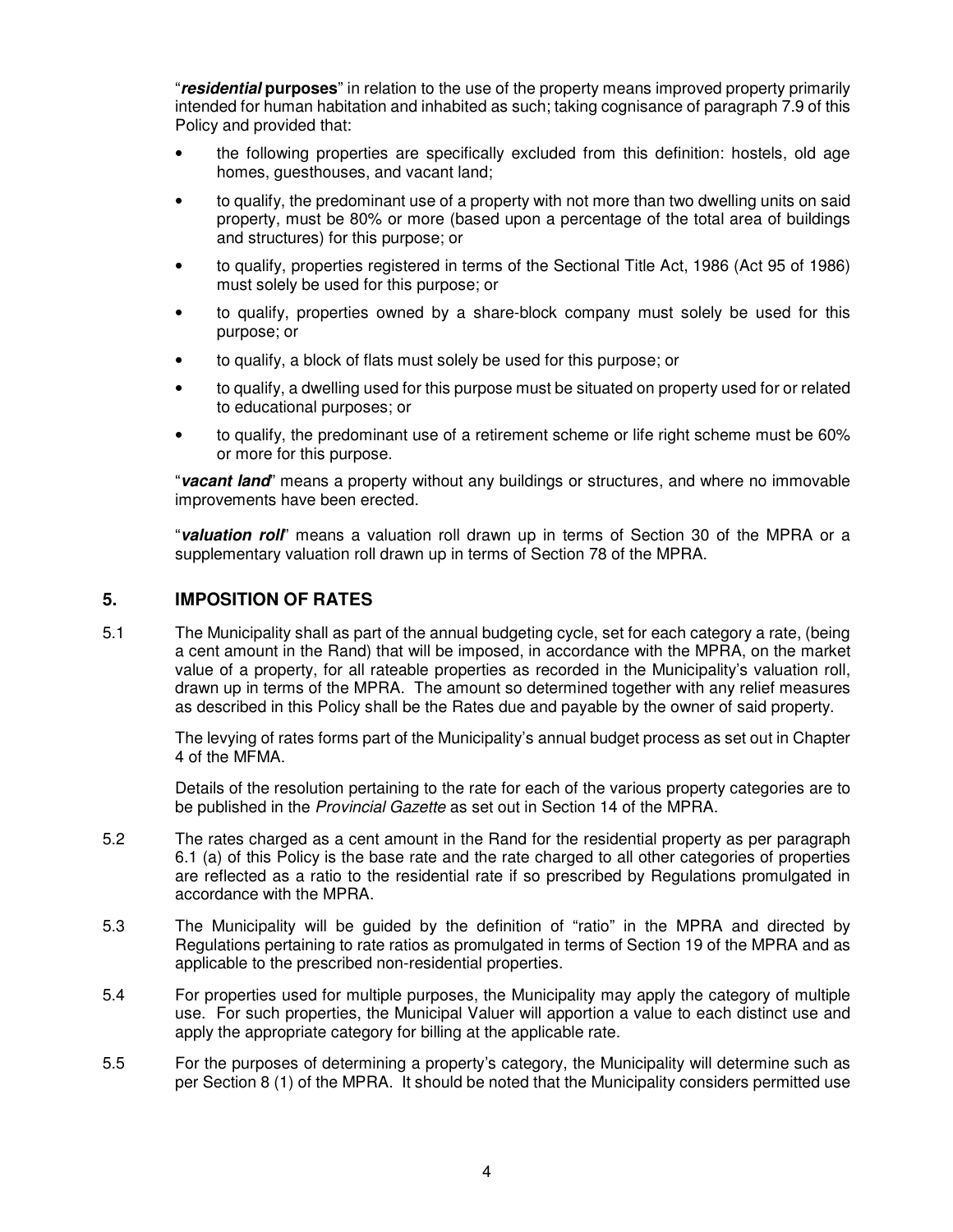"***residential* purposes**" in relation to the use of the property means improved property primarily intended for human habitation and inhabited as such; taking cognisance of paragraph 7.9 of this Policy and provided that:

- the following properties are specifically excluded from this definition: hostels, old age homes, guesthouses, and vacant land;
- to qualify, the predominant use of a property with not more than two dwelling units on said property, must be 80% or more (based upon a percentage of the total area of buildings and structures) for this purpose; or
- to qualify, properties registered in terms of the Sectional Title Act, 1986 (Act 95 of 1986) must solely be used for this purpose; or
- to qualify, properties owned by a share-block company must solely be used for this purpose; or
- to qualify, a block of flats must solely be used for this purpose; or
- to qualify, a dwelling used for this purpose must be situated on property used for or related to educational purposes; or
- to qualify, the predominant use of a retirement scheme or life right scheme must be 60% or more for this purpose.

"***vacant land***" means a property without any buildings or structures, and where no immovable improvements have been erected.

"***valuation roll***" means a valuation roll drawn up in terms of Section 30 of the MPRA or a supplementary valuation roll drawn up in terms of Section 78 of the MPRA.

## 5. IMPOSITION OF RATES

5.1 The Municipality shall as part of the annual budgeting cycle, set for each category a rate, (being a cent amount in the Rand) that will be imposed, in accordance with the MPRA, on the market value of a property, for all rateable properties as recorded in the Municipality's valuation roll, drawn up in terms of the MPRA. The amount so determined together with any relief measures as described in this Policy shall be the Rates due and payable by the owner of said property.

The levying of rates forms part of the Municipality's annual budget process as set out in Chapter 4 of the MFMA.

Details of the resolution pertaining to the rate for each of the various property categories are to be published in the *Provincial Gazette* as set out in Section 14 of the MPRA.

5.2 The rates charged as a cent amount in the Rand for the residential property as per paragraph 6.1 (a) of this Policy is the base rate and the rate charged to all other categories of properties are reflected as a ratio to the residential rate if so prescribed by Regulations promulgated in accordance with the MPRA.

5.3 The Municipality will be guided by the definition of "ratio" in the MPRA and directed by Regulations pertaining to rate ratios as promulgated in terms of Section 19 of the MPRA and as applicable to the prescribed non-residential properties.

5.4 For properties used for multiple purposes, the Municipality may apply the category of multiple use. For such properties, the Municipal Valuer will apportion a value to each distinct use and apply the appropriate category for billing at the applicable rate.

5.5 For the purposes of determining a property's category, the Municipality will determine such as per Section 8 (1) of the MPRA. It should be noted that the Municipality considers permitted use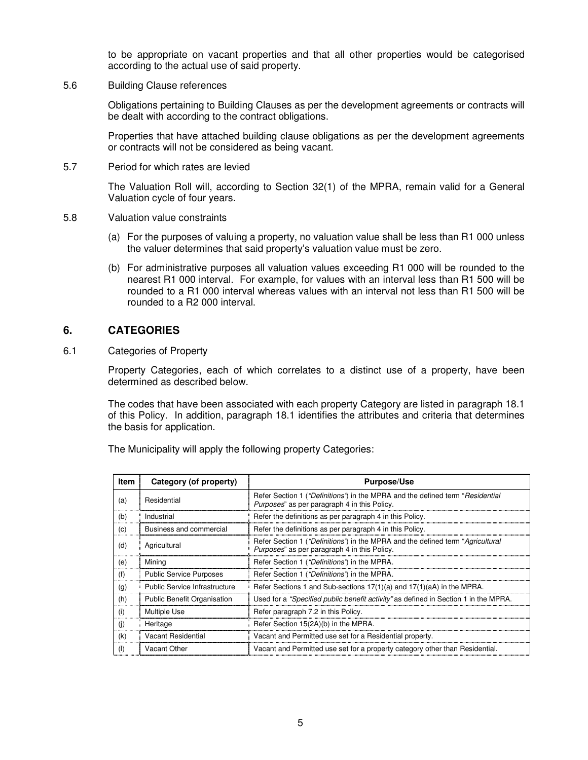to be appropriate on vacant properties and that all other properties would be categorised according to the actual use of said property.

5.6 Building Clause references

Obligations pertaining to Building Clauses as per the development agreements or contracts will be dealt with according to the contract obligations.

Properties that have attached building clause obligations as per the development agreements or contracts will not be considered as being vacant.

5.7 Period for which rates are levied

The Valuation Roll will, according to Section 32(1) of the MPRA, remain valid for a General Valuation cycle of four years.

5.8 Valuation value constraints

(a) For the purposes of valuing a property, no valuation value shall be less than R1 000 unless the valuer determines that said property's valuation value must be zero.

(b) For administrative purposes all valuation values exceeding R1 000 will be rounded to the nearest R1 000 interval. For example, for values with an interval less than R1 500 will be rounded to a R1 000 interval whereas values with an interval not less than R1 500 will be rounded to a R2 000 interval.

## 6. CATEGORIES

6.1 Categories of Property

Property Categories, each of which correlates to a distinct use of a property, have been determined as described below.

The codes that have been associated with each property Category are listed in paragraph 18.1 of this Policy. In addition, paragraph 18.1 identifies the attributes and criteria that determines the basis for application.

The Municipality will apply the following property Categories:

| Item | Category (of property) | Purpose/Use |
|---|---|---|
| (a) | Residential | Refer Section 1 (*"Definitions"*) in the MPRA and the defined term "*Residential Purposes*" as per paragraph 4 in this Policy. |
| (b) | Industrial | Refer the definitions as per paragraph 4 in this Policy. |
| (c) | Business and commercial | Refer the definitions as per paragraph 4 in this Policy. |
| (d) | Agricultural | Refer Section 1 (*"Definitions"*) in the MPRA and the defined term "*Agricultural Purposes*" as per paragraph 4 in this Policy. |
| (e) | Mining | Refer Section 1 (*"Definitions"*) in the MPRA. |
| (f) | Public Service Purposes | Refer Section 1 (*"Definitions"*) in the MPRA. |
| (g) | Public Service Infrastructure | Refer Sections 1 and Sub-sections 17(1)(a) and 17(1)(aA) in the MPRA. |
| (h) | Public Benefit Organisation | Used for a *"Specified public benefit activity"* as defined in Section 1 in the MPRA. |
| (i) | Multiple Use | Refer paragraph 7.2 in this Policy. |
| (j) | Heritage | Refer Section 15(2A)(b) in the MPRA. |
| (k) | Vacant Residential | Vacant and Permitted use set for a Residential property. |
| (l) | Vacant Other | Vacant and Permitted use set for a property category other than Residential. |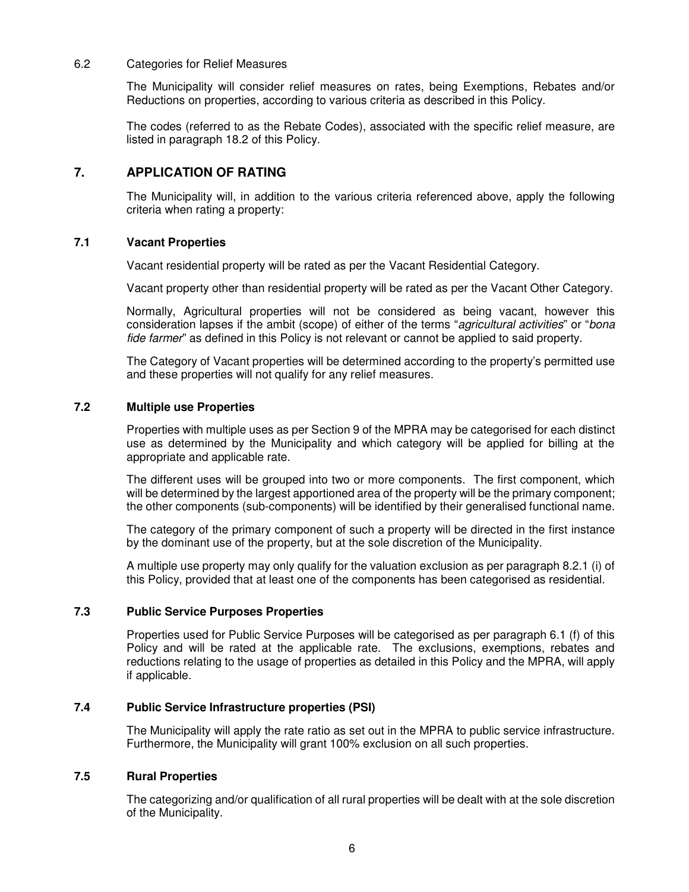6.2 Categories for Relief Measures

The Municipality will consider relief measures on rates, being Exemptions, Rebates and/or Reductions on properties, according to various criteria as described in this Policy.

The codes (referred to as the Rebate Codes), associated with the specific relief measure, are listed in paragraph 18.2 of this Policy.

## 7. APPLICATION OF RATING

The Municipality will, in addition to the various criteria referenced above, apply the following criteria when rating a property:

### 7.1 Vacant Properties

Vacant residential property will be rated as per the Vacant Residential Category.

Vacant property other than residential property will be rated as per the Vacant Other Category.

Normally, Agricultural properties will not be considered as being vacant, however this consideration lapses if the ambit (scope) of either of the terms "*agricultural activities*" or "*bona fide farmer*" as defined in this Policy is not relevant or cannot be applied to said property.

The Category of Vacant properties will be determined according to the property's permitted use and these properties will not qualify for any relief measures.

### 7.2 Multiple use Properties

Properties with multiple uses as per Section 9 of the MPRA may be categorised for each distinct use as determined by the Municipality and which category will be applied for billing at the appropriate and applicable rate.

The different uses will be grouped into two or more components. The first component, which will be determined by the largest apportioned area of the property will be the primary component; the other components (sub-components) will be identified by their generalised functional name.

The category of the primary component of such a property will be directed in the first instance by the dominant use of the property, but at the sole discretion of the Municipality.

A multiple use property may only qualify for the valuation exclusion as per paragraph 8.2.1 (i) of this Policy, provided that at least one of the components has been categorised as residential.

### 7.3 Public Service Purposes Properties

Properties used for Public Service Purposes will be categorised as per paragraph 6.1 (f) of this Policy and will be rated at the applicable rate. The exclusions, exemptions, rebates and reductions relating to the usage of properties as detailed in this Policy and the MPRA, will apply if applicable.

### 7.4 Public Service Infrastructure properties (PSI)

The Municipality will apply the rate ratio as set out in the MPRA to public service infrastructure. Furthermore, the Municipality will grant 100% exclusion on all such properties.

### 7.5 Rural Properties

The categorizing and/or qualification of all rural properties will be dealt with at the sole discretion of the Municipality.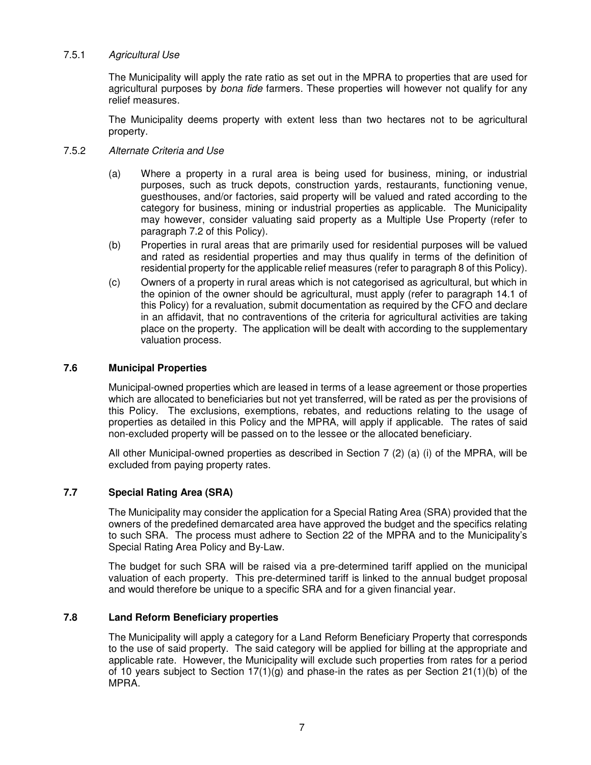#### 7.5.1 *Agricultural Use*

The Municipality will apply the rate ratio as set out in the MPRA to properties that are used for agricultural purposes by *bona fide* farmers. These properties will however not qualify for any relief measures.

The Municipality deems property with extent less than two hectares not to be agricultural property.

#### 7.5.2 *Alternate Criteria and Use*

(a) Where a property in a rural area is being used for business, mining, or industrial purposes, such as truck depots, construction yards, restaurants, functioning venue, guesthouses, and/or factories, said property will be valued and rated according to the category for business, mining or industrial properties as applicable. The Municipality may however, consider valuating said property as a Multiple Use Property (refer to paragraph 7.2 of this Policy).

(b) Properties in rural areas that are primarily used for residential purposes will be valued and rated as residential properties and may thus qualify in terms of the definition of residential property for the applicable relief measures (refer to paragraph 8 of this Policy).

(c) Owners of a property in rural areas which is not categorised as agricultural, but which in the opinion of the owner should be agricultural, must apply (refer to paragraph 14.1 of this Policy) for a revaluation, submit documentation as required by the CFO and declare in an affidavit, that no contraventions of the criteria for agricultural activities are taking place on the property. The application will be dealt with according to the supplementary valuation process.

### 7.6 Municipal Properties

Municipal-owned properties which are leased in terms of a lease agreement or those properties which are allocated to beneficiaries but not yet transferred, will be rated as per the provisions of this Policy. The exclusions, exemptions, rebates, and reductions relating to the usage of properties as detailed in this Policy and the MPRA, will apply if applicable. The rates of said non-excluded property will be passed on to the lessee or the allocated beneficiary.

All other Municipal-owned properties as described in Section 7 (2) (a) (i) of the MPRA, will be excluded from paying property rates.

### 7.7 Special Rating Area (SRA)

The Municipality may consider the application for a Special Rating Area (SRA) provided that the owners of the predefined demarcated area have approved the budget and the specifics relating to such SRA. The process must adhere to Section 22 of the MPRA and to the Municipality's Special Rating Area Policy and By-Law.

The budget for such SRA will be raised via a pre-determined tariff applied on the municipal valuation of each property. This pre-determined tariff is linked to the annual budget proposal and would therefore be unique to a specific SRA and for a given financial year.

### 7.8 Land Reform Beneficiary properties

The Municipality will apply a category for a Land Reform Beneficiary Property that corresponds to the use of said property. The said category will be applied for billing at the appropriate and applicable rate. However, the Municipality will exclude such properties from rates for a period of 10 years subject to Section 17(1)(g) and phase-in the rates as per Section 21(1)(b) of the MPRA.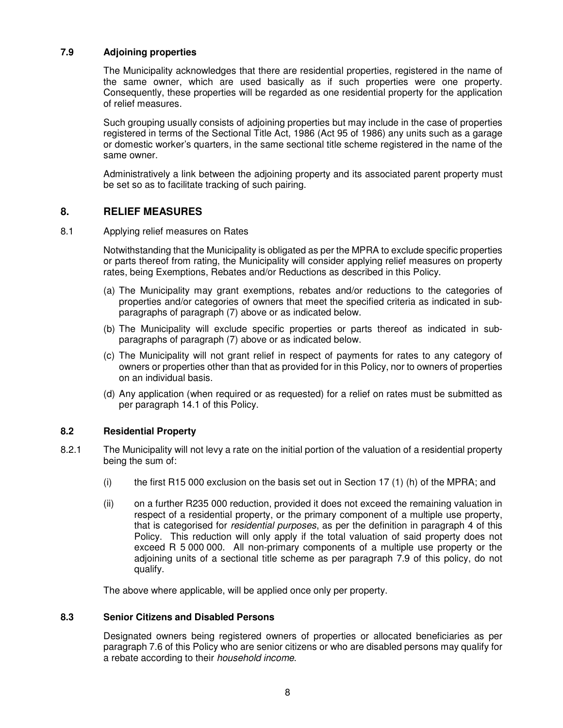### 7.9 Adjoining properties

The Municipality acknowledges that there are residential properties, registered in the name of the same owner, which are used basically as if such properties were one property. Consequently, these properties will be regarded as one residential property for the application of relief measures.

Such grouping usually consists of adjoining properties but may include in the case of properties registered in terms of the Sectional Title Act, 1986 (Act 95 of 1986) any units such as a garage or domestic worker's quarters, in the same sectional title scheme registered in the name of the same owner.

Administratively a link between the adjoining property and its associated parent property must be set so as to facilitate tracking of such pairing.

## 8. RELIEF MEASURES

8.1 Applying relief measures on Rates

Notwithstanding that the Municipality is obligated as per the MPRA to exclude specific properties or parts thereof from rating, the Municipality will consider applying relief measures on property rates, being Exemptions, Rebates and/or Reductions as described in this Policy.

(a) The Municipality may grant exemptions, rebates and/or reductions to the categories of properties and/or categories of owners that meet the specified criteria as indicated in sub-paragraphs of paragraph (7) above or as indicated below.

(b) The Municipality will exclude specific properties or parts thereof as indicated in sub-paragraphs of paragraph (7) above or as indicated below.

(c) The Municipality will not grant relief in respect of payments for rates to any category of owners or properties other than that as provided for in this Policy, nor to owners of properties on an individual basis.

(d) Any application (when required or as requested) for a relief on rates must be submitted as per paragraph 14.1 of this Policy.

### 8.2 Residential Property

8.2.1 The Municipality will not levy a rate on the initial portion of the valuation of a residential property being the sum of:

(i) the first R15 000 exclusion on the basis set out in Section 17 (1) (h) of the MPRA; and

(ii) on a further R235 000 reduction, provided it does not exceed the remaining valuation in respect of a residential property, or the primary component of a multiple use property, that is categorised for *residential purposes*, as per the definition in paragraph 4 of this Policy. This reduction will only apply if the total valuation of said property does not exceed R 5 000 000. All non-primary components of a multiple use property or the adjoining units of a sectional title scheme as per paragraph 7.9 of this policy, do not qualify.

The above where applicable, will be applied once only per property.

### 8.3 Senior Citizens and Disabled Persons

Designated owners being registered owners of properties or allocated beneficiaries as per paragraph 7.6 of this Policy who are senior citizens or who are disabled persons may qualify for a rebate according to their *household income*.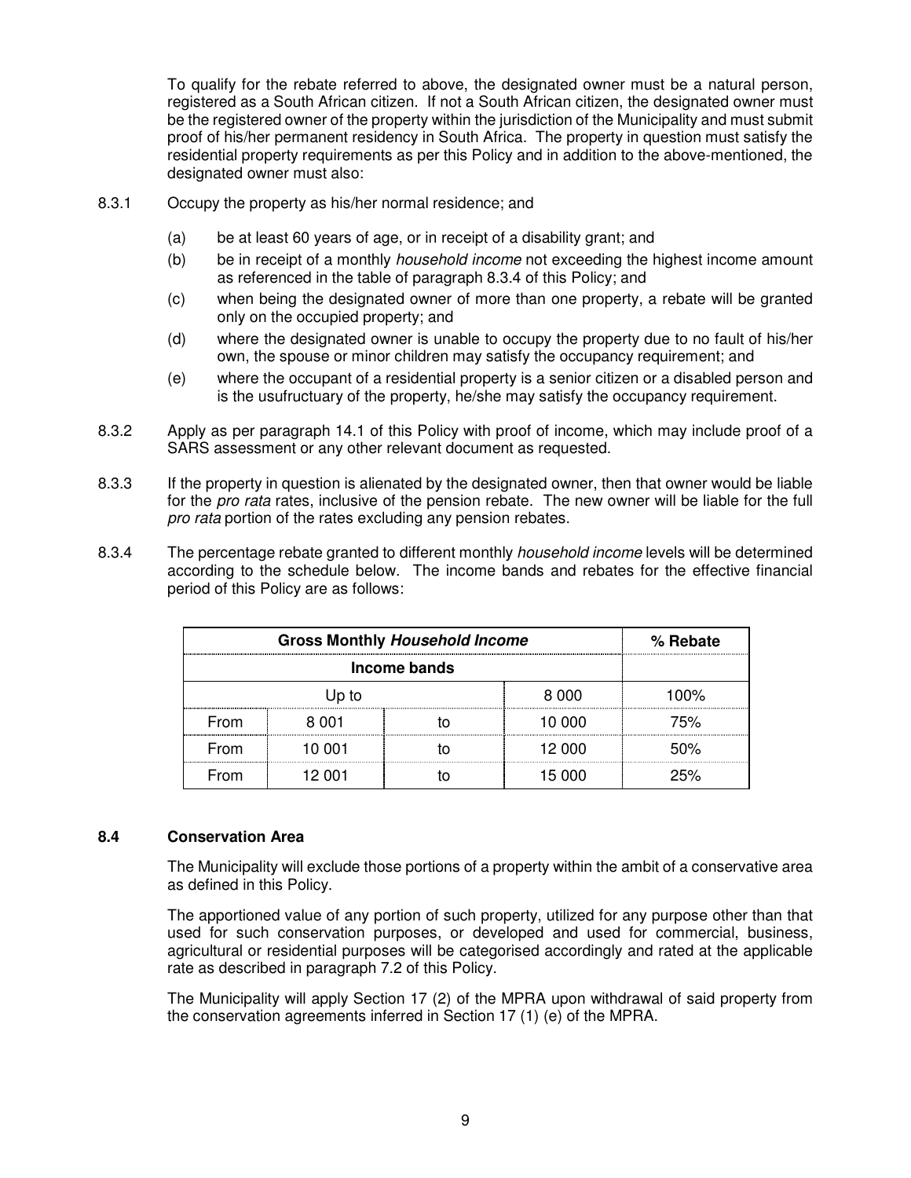To qualify for the rebate referred to above, the designated owner must be a natural person, registered as a South African citizen. If not a South African citizen, the designated owner must be the registered owner of the property within the jurisdiction of the Municipality and must submit proof of his/her permanent residency in South Africa. The property in question must satisfy the residential property requirements as per this Policy and in addition to the above-mentioned, the designated owner must also:

8.3.1 Occupy the property as his/her normal residence; and

- (a) be at least 60 years of age, or in receipt of a disability grant; and
- (b) be in receipt of a monthly *household income* not exceeding the highest income amount as referenced in the table of paragraph 8.3.4 of this Policy; and
- (c) when being the designated owner of more than one property, a rebate will be granted only on the occupied property; and
- (d) where the designated owner is unable to occupy the property due to no fault of his/her own, the spouse or minor children may satisfy the occupancy requirement; and
- (e) where the occupant of a residential property is a senior citizen or a disabled person and is the usufructuary of the property, he/she may satisfy the occupancy requirement.

8.3.2 Apply as per paragraph 14.1 of this Policy with proof of income, which may include proof of a SARS assessment or any other relevant document as requested.

8.3.3 If the property in question is alienated by the designated owner, then that owner would be liable for the *pro rata* rates, inclusive of the pension rebate. The new owner will be liable for the full *pro rata* portion of the rates excluding any pension rebates.

8.3.4 The percentage rebate granted to different monthly *household income* levels will be determined according to the schedule below. The income bands and rebates for the effective financial period of this Policy are as follows:

| **Gross Monthly *Household Income*** | | | | **% Rebate** |
|---|---|---|---|---|
| **Income bands** | | | | |
| Up to | | | 8 000 | 100% |
| From | 8 001 | to | 10 000 | 75% |
| From | 10 001 | to | 12 000 | 50% |
| From | 12 001 | to | 15 000 | 25% |

### 8.4 Conservation Area

The Municipality will exclude those portions of a property within the ambit of a conservative area as defined in this Policy.

The apportioned value of any portion of such property, utilized for any purpose other than that used for such conservation purposes, or developed and used for commercial, business, agricultural or residential purposes will be categorised accordingly and rated at the applicable rate as described in paragraph 7.2 of this Policy.

The Municipality will apply Section 17 (2) of the MPRA upon withdrawal of said property from the conservation agreements inferred in Section 17 (1) (e) of the MPRA.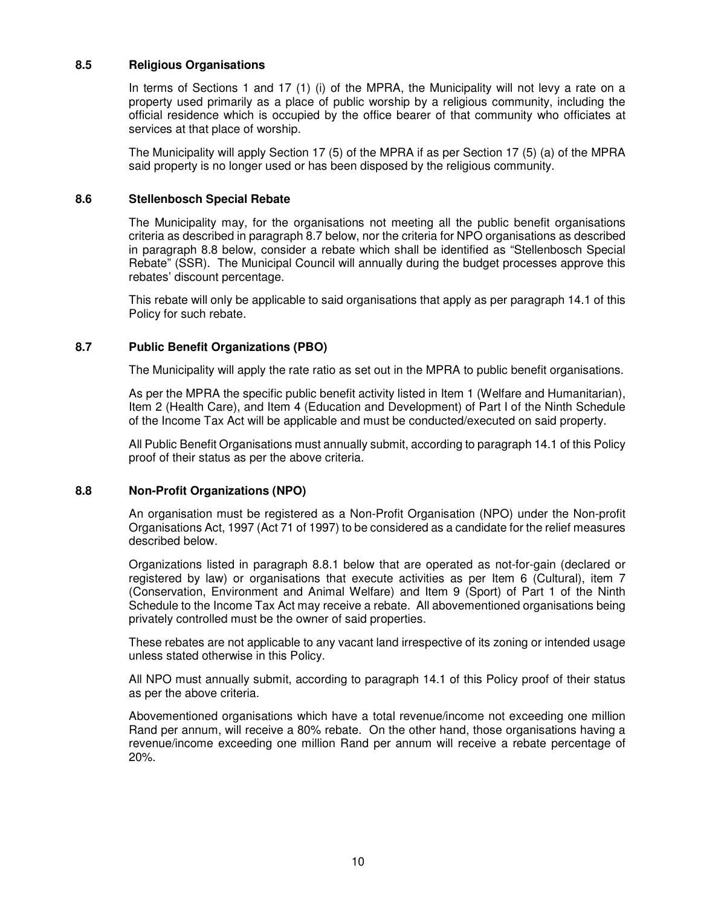### 8.5 Religious Organisations

In terms of Sections 1 and 17 (1) (i) of the MPRA, the Municipality will not levy a rate on a property used primarily as a place of public worship by a religious community, including the official residence which is occupied by the office bearer of that community who officiates at services at that place of worship.

The Municipality will apply Section 17 (5) of the MPRA if as per Section 17 (5) (a) of the MPRA said property is no longer used or has been disposed by the religious community.

### 8.6 Stellenbosch Special Rebate

The Municipality may, for the organisations not meeting all the public benefit organisations criteria as described in paragraph 8.7 below, nor the criteria for NPO organisations as described in paragraph 8.8 below, consider a rebate which shall be identified as "Stellenbosch Special Rebate" (SSR). The Municipal Council will annually during the budget processes approve this rebates' discount percentage.

This rebate will only be applicable to said organisations that apply as per paragraph 14.1 of this Policy for such rebate.

### 8.7 Public Benefit Organizations (PBO)

The Municipality will apply the rate ratio as set out in the MPRA to public benefit organisations.

As per the MPRA the specific public benefit activity listed in Item 1 (Welfare and Humanitarian), Item 2 (Health Care), and Item 4 (Education and Development) of Part I of the Ninth Schedule of the Income Tax Act will be applicable and must be conducted/executed on said property.

All Public Benefit Organisations must annually submit, according to paragraph 14.1 of this Policy proof of their status as per the above criteria.

### 8.8 Non-Profit Organizations (NPO)

An organisation must be registered as a Non-Profit Organisation (NPO) under the Non-profit Organisations Act, 1997 (Act 71 of 1997) to be considered as a candidate for the relief measures described below.

Organizations listed in paragraph 8.8.1 below that are operated as not-for-gain (declared or registered by law) or organisations that execute activities as per Item 6 (Cultural), item 7 (Conservation, Environment and Animal Welfare) and Item 9 (Sport) of Part 1 of the Ninth Schedule to the Income Tax Act may receive a rebate. All abovementioned organisations being privately controlled must be the owner of said properties.

These rebates are not applicable to any vacant land irrespective of its zoning or intended usage unless stated otherwise in this Policy.

All NPO must annually submit, according to paragraph 14.1 of this Policy proof of their status as per the above criteria.

Abovementioned organisations which have a total revenue/income not exceeding one million Rand per annum, will receive a 80% rebate. On the other hand, those organisations having a revenue/income exceeding one million Rand per annum will receive a rebate percentage of 20%.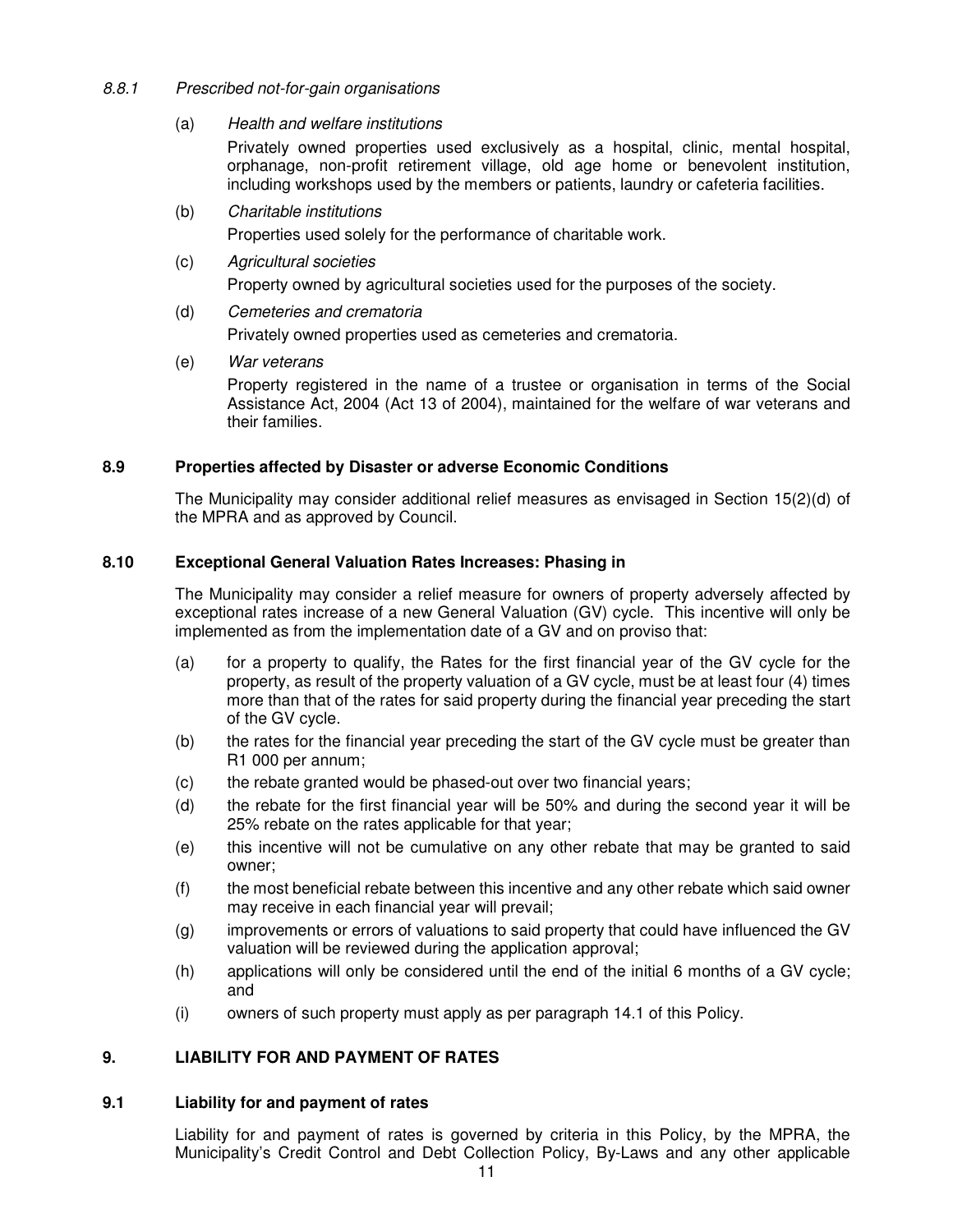#### 8.8.1 *Prescribed not-for-gain organisations*

(a) *Health and welfare institutions*

Privately owned properties used exclusively as a hospital, clinic, mental hospital, orphanage, non-profit retirement village, old age home or benevolent institution, including workshops used by the members or patients, laundry or cafeteria facilities.

(b) *Charitable institutions*

Properties used solely for the performance of charitable work.

(c) *Agricultural societies*

Property owned by agricultural societies used for the purposes of the society.

(d) *Cemeteries and crematoria*

Privately owned properties used as cemeteries and crematoria.

(e) *War veterans*

Property registered in the name of a trustee or organisation in terms of the Social Assistance Act, 2004 (Act 13 of 2004), maintained for the welfare of war veterans and their families.

### 8.9 Properties affected by Disaster or adverse Economic Conditions

The Municipality may consider additional relief measures as envisaged in Section 15(2)(d) of the MPRA and as approved by Council.

### 8.10 Exceptional General Valuation Rates Increases: Phasing in

The Municipality may consider a relief measure for owners of property adversely affected by exceptional rates increase of a new General Valuation (GV) cycle. This incentive will only be implemented as from the implementation date of a GV and on proviso that:

(a) for a property to qualify, the Rates for the first financial year of the GV cycle for the property, as result of the property valuation of a GV cycle, must be at least four (4) times more than that of the rates for said property during the financial year preceding the start of the GV cycle.

(b) the rates for the financial year preceding the start of the GV cycle must be greater than R1 000 per annum;

(c) the rebate granted would be phased-out over two financial years;

(d) the rebate for the first financial year will be 50% and during the second year it will be 25% rebate on the rates applicable for that year;

(e) this incentive will not be cumulative on any other rebate that may be granted to said owner;

(f) the most beneficial rebate between this incentive and any other rebate which said owner may receive in each financial year will prevail;

(g) improvements or errors of valuations to said property that could have influenced the GV valuation will be reviewed during the application approval;

(h) applications will only be considered until the end of the initial 6 months of a GV cycle; and

(i) owners of such property must apply as per paragraph 14.1 of this Policy.

## 9. LIABILITY FOR AND PAYMENT OF RATES

### 9.1 Liability for and payment of rates

Liability for and payment of rates is governed by criteria in this Policy, by the MPRA, the Municipality's Credit Control and Debt Collection Policy, By-Laws and any other applicable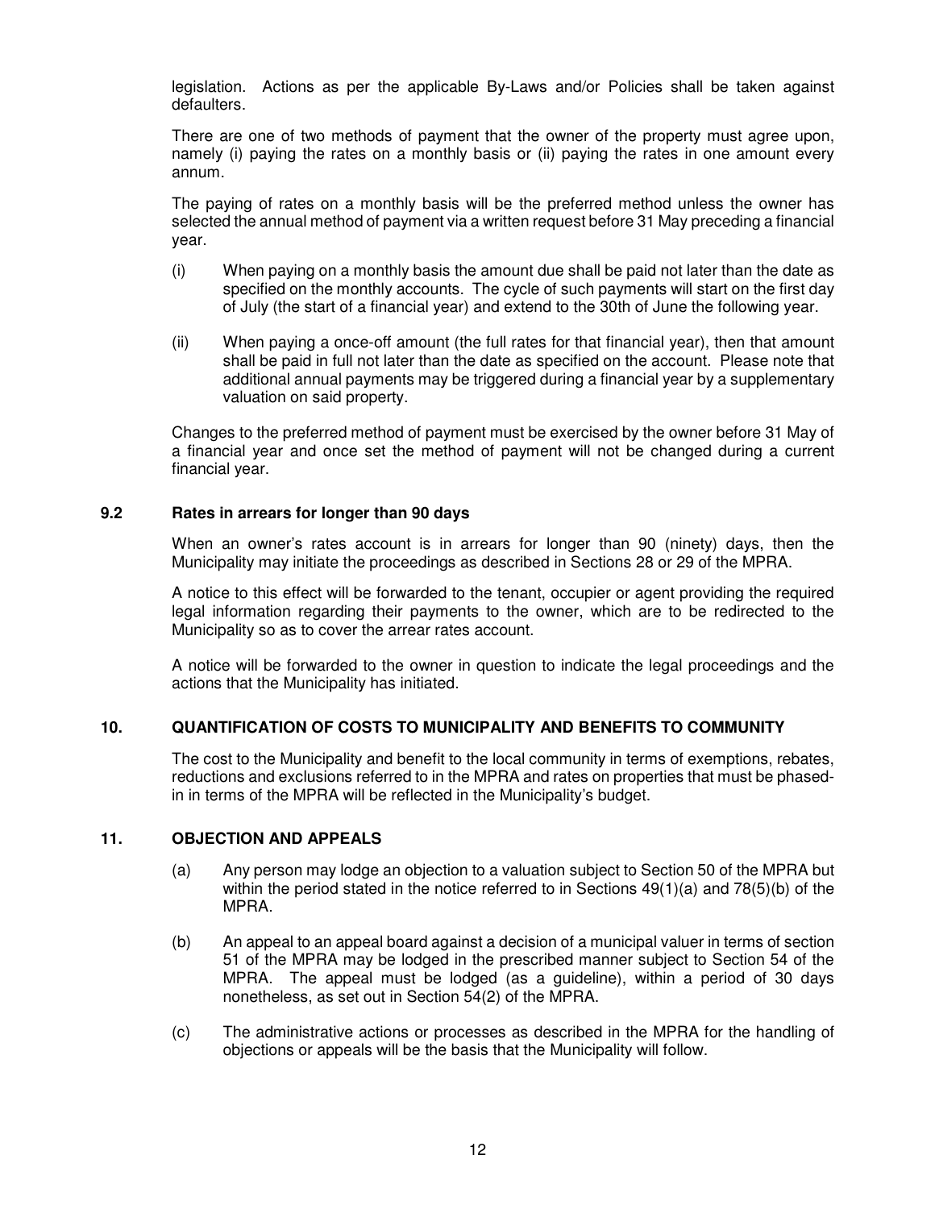legislation. Actions as per the applicable By-Laws and/or Policies shall be taken against defaulters.

There are one of two methods of payment that the owner of the property must agree upon, namely (i) paying the rates on a monthly basis or (ii) paying the rates in one amount every annum.

The paying of rates on a monthly basis will be the preferred method unless the owner has selected the annual method of payment via a written request before 31 May preceding a financial year.

(i) When paying on a monthly basis the amount due shall be paid not later than the date as specified on the monthly accounts. The cycle of such payments will start on the first day of July (the start of a financial year) and extend to the 30th of June the following year.

(ii) When paying a once-off amount (the full rates for that financial year), then that amount shall be paid in full not later than the date as specified on the account. Please note that additional annual payments may be triggered during a financial year by a supplementary valuation on said property.

Changes to the preferred method of payment must be exercised by the owner before 31 May of a financial year and once set the method of payment will not be changed during a current financial year.

### 9.2 Rates in arrears for longer than 90 days

When an owner's rates account is in arrears for longer than 90 (ninety) days, then the Municipality may initiate the proceedings as described in Sections 28 or 29 of the MPRA.

A notice to this effect will be forwarded to the tenant, occupier or agent providing the required legal information regarding their payments to the owner, which are to be redirected to the Municipality so as to cover the arrear rates account.

A notice will be forwarded to the owner in question to indicate the legal proceedings and the actions that the Municipality has initiated.

## 10. QUANTIFICATION OF COSTS TO MUNICIPALITY AND BENEFITS TO COMMUNITY

The cost to the Municipality and benefit to the local community in terms of exemptions, rebates, reductions and exclusions referred to in the MPRA and rates on properties that must be phased-in in terms of the MPRA will be reflected in the Municipality's budget.

## 11. OBJECTION AND APPEALS

(a) Any person may lodge an objection to a valuation subject to Section 50 of the MPRA but within the period stated in the notice referred to in Sections 49(1)(a) and 78(5)(b) of the MPRA.

(b) An appeal to an appeal board against a decision of a municipal valuer in terms of section 51 of the MPRA may be lodged in the prescribed manner subject to Section 54 of the MPRA. The appeal must be lodged (as a guideline), within a period of 30 days nonetheless, as set out in Section 54(2) of the MPRA.

(c) The administrative actions or processes as described in the MPRA for the handling of objections or appeals will be the basis that the Municipality will follow.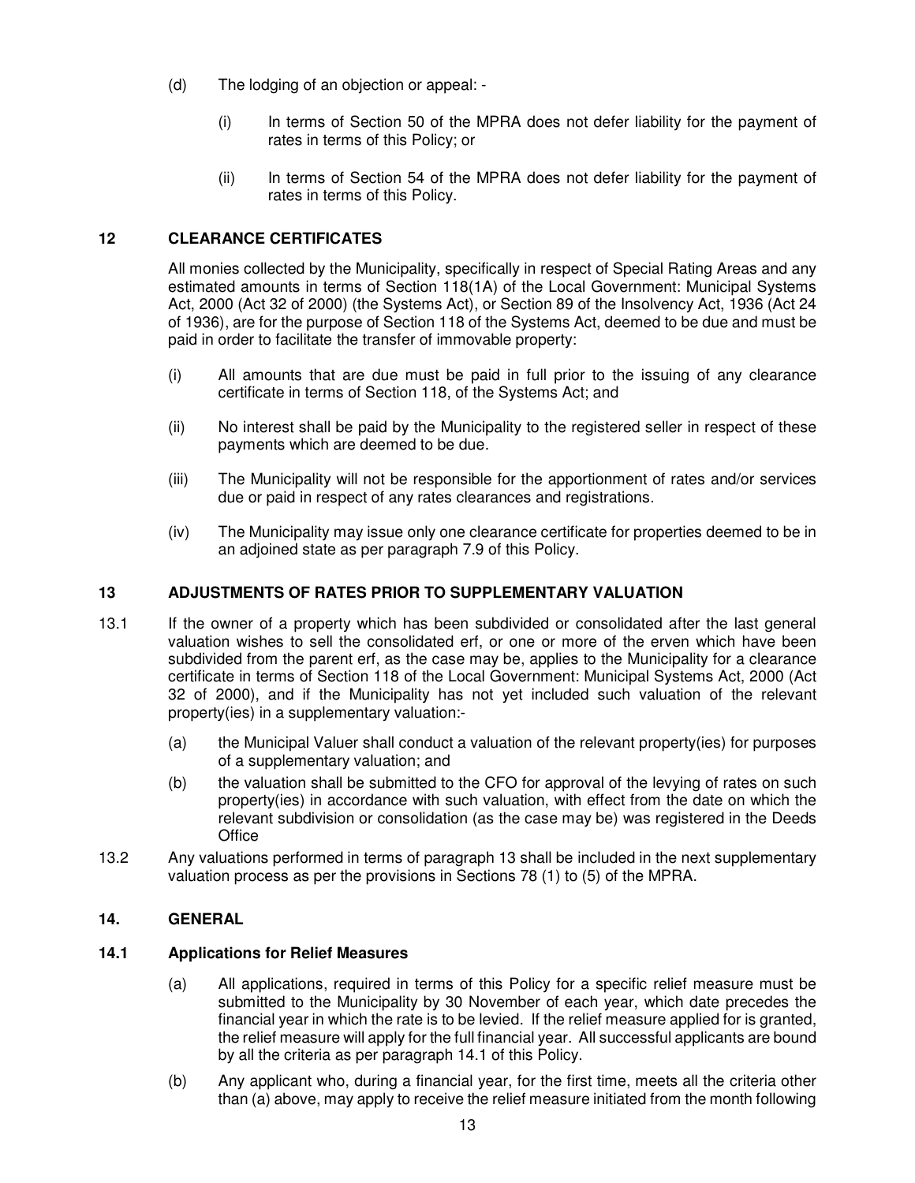(d) The lodging of an objection or appeal: -

(i) In terms of Section 50 of the MPRA does not defer liability for the payment of rates in terms of this Policy; or

(ii) In terms of Section 54 of the MPRA does not defer liability for the payment of rates in terms of this Policy.

## 12 CLEARANCE CERTIFICATES

All monies collected by the Municipality, specifically in respect of Special Rating Areas and any estimated amounts in terms of Section 118(1A) of the Local Government: Municipal Systems Act, 2000 (Act 32 of 2000) (the Systems Act), or Section 89 of the Insolvency Act, 1936 (Act 24 of 1936), are for the purpose of Section 118 of the Systems Act, deemed to be due and must be paid in order to facilitate the transfer of immovable property:

(i) All amounts that are due must be paid in full prior to the issuing of any clearance certificate in terms of Section 118, of the Systems Act; and

(ii) No interest shall be paid by the Municipality to the registered seller in respect of these payments which are deemed to be due.

(iii) The Municipality will not be responsible for the apportionment of rates and/or services due or paid in respect of any rates clearances and registrations.

(iv) The Municipality may issue only one clearance certificate for properties deemed to be in an adjoined state as per paragraph 7.9 of this Policy.

## 13 ADJUSTMENTS OF RATES PRIOR TO SUPPLEMENTARY VALUATION

13.1 If the owner of a property which has been subdivided or consolidated after the last general valuation wishes to sell the consolidated erf, or one or more of the erven which have been subdivided from the parent erf, as the case may be, applies to the Municipality for a clearance certificate in terms of Section 118 of the Local Government: Municipal Systems Act, 2000 (Act 32 of 2000), and if the Municipality has not yet included such valuation of the relevant property(ies) in a supplementary valuation:-

(a) the Municipal Valuer shall conduct a valuation of the relevant property(ies) for purposes of a supplementary valuation; and

(b) the valuation shall be submitted to the CFO for approval of the levying of rates on such property(ies) in accordance with such valuation, with effect from the date on which the relevant subdivision or consolidation (as the case may be) was registered in the Deeds Office

13.2 Any valuations performed in terms of paragraph 13 shall be included in the next supplementary valuation process as per the provisions in Sections 78 (1) to (5) of the MPRA.

## 14. GENERAL

### 14.1 Applications for Relief Measures

(a) All applications, required in terms of this Policy for a specific relief measure must be submitted to the Municipality by 30 November of each year, which date precedes the financial year in which the rate is to be levied. If the relief measure applied for is granted, the relief measure will apply for the full financial year. All successful applicants are bound by all the criteria as per paragraph 14.1 of this Policy.

(b) Any applicant who, during a financial year, for the first time, meets all the criteria other than (a) above, may apply to receive the relief measure initiated from the month following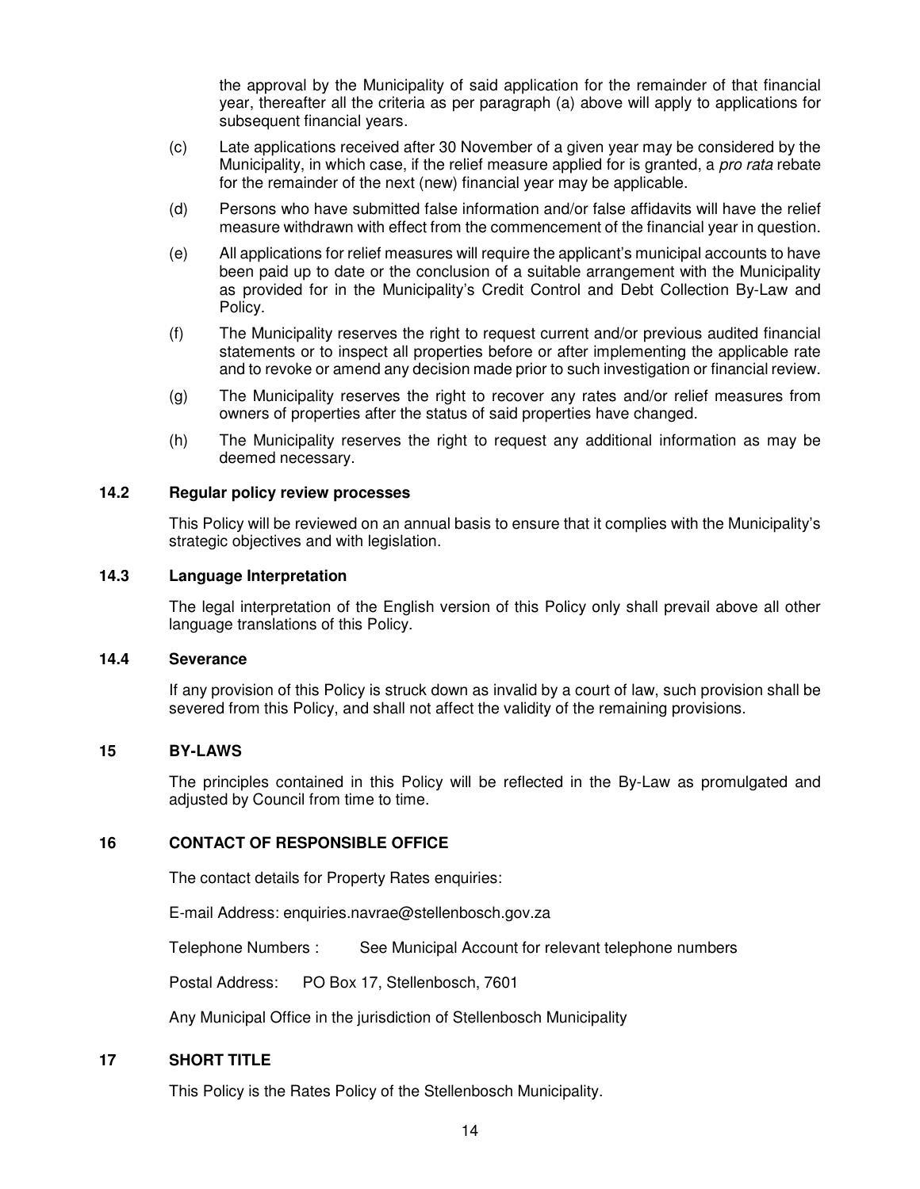the approval by the Municipality of said application for the remainder of that financial year, thereafter all the criteria as per paragraph (a) above will apply to applications for subsequent financial years.

(c) Late applications received after 30 November of a given year may be considered by the Municipality, in which case, if the relief measure applied for is granted, a *pro rata* rebate for the remainder of the next (new) financial year may be applicable.

(d) Persons who have submitted false information and/or false affidavits will have the relief measure withdrawn with effect from the commencement of the financial year in question.

(e) All applications for relief measures will require the applicant's municipal accounts to have been paid up to date or the conclusion of a suitable arrangement with the Municipality as provided for in the Municipality's Credit Control and Debt Collection By-Law and Policy.

(f) The Municipality reserves the right to request current and/or previous audited financial statements or to inspect all properties before or after implementing the applicable rate and to revoke or amend any decision made prior to such investigation or financial review.

(g) The Municipality reserves the right to recover any rates and/or relief measures from owners of properties after the status of said properties have changed.

(h) The Municipality reserves the right to request any additional information as may be deemed necessary.

### 14.2 Regular policy review processes

This Policy will be reviewed on an annual basis to ensure that it complies with the Municipality's strategic objectives and with legislation.

### 14.3 Language Interpretation

The legal interpretation of the English version of this Policy only shall prevail above all other language translations of this Policy.

### 14.4 Severance

If any provision of this Policy is struck down as invalid by a court of law, such provision shall be severed from this Policy, and shall not affect the validity of the remaining provisions.

## 15 BY-LAWS

The principles contained in this Policy will be reflected in the By-Law as promulgated and adjusted by Council from time to time.

## 16 CONTACT OF RESPONSIBLE OFFICE

The contact details for Property Rates enquiries:

E-mail Address: enquiries.navrae@stellenbosch.gov.za

Telephone Numbers : See Municipal Account for relevant telephone numbers

Postal Address: PO Box 17, Stellenbosch, 7601

Any Municipal Office in the jurisdiction of Stellenbosch Municipality

## 17 SHORT TITLE

This Policy is the Rates Policy of the Stellenbosch Municipality.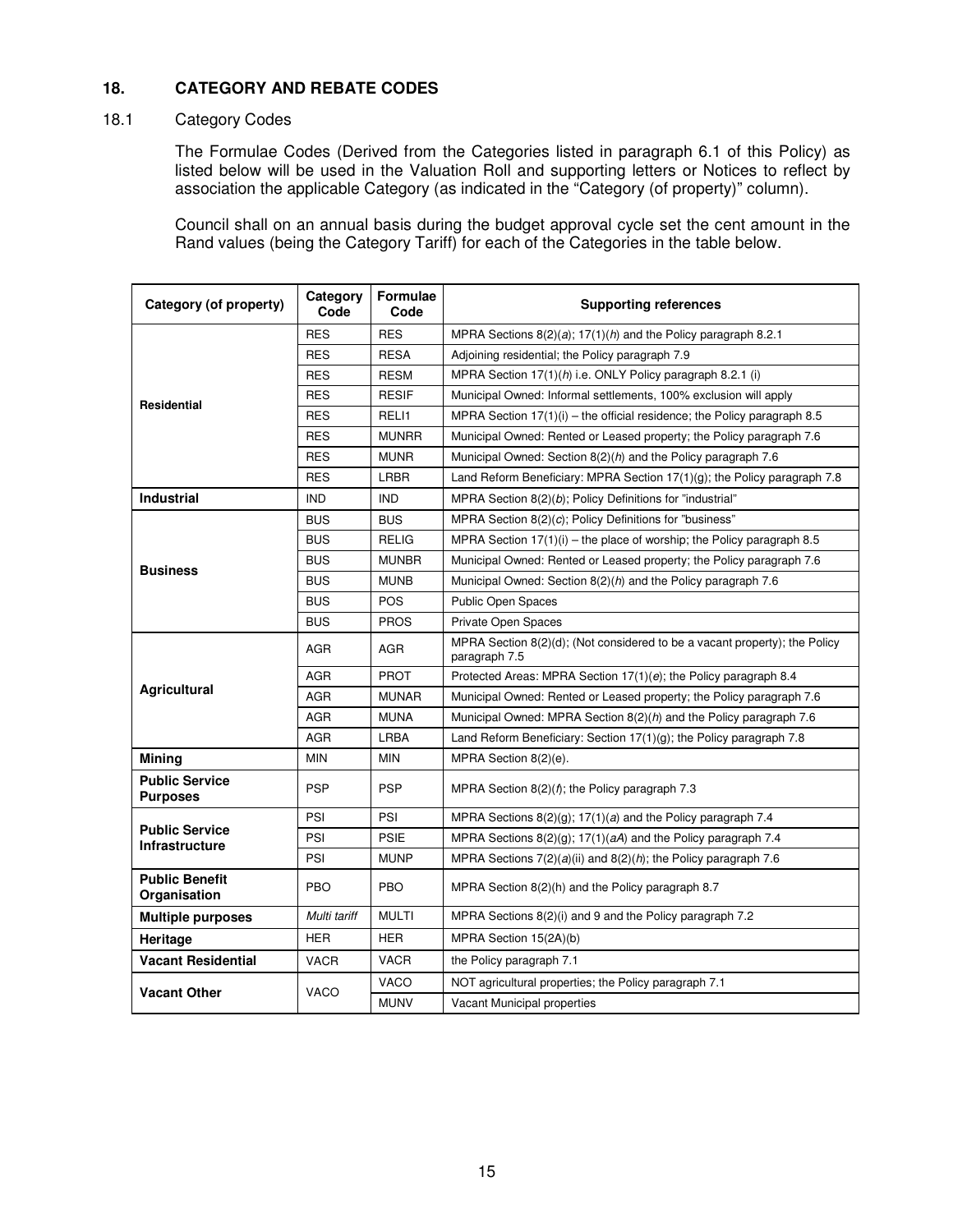## 18. CATEGORY AND REBATE CODES

### 18.1 Category Codes

The Formulae Codes (Derived from the Categories listed in paragraph 6.1 of this Policy) as listed below will be used in the Valuation Roll and supporting letters or Notices to reflect by association the applicable Category (as indicated in the "Category (of property)" column).

Council shall on an annual basis during the budget approval cycle set the cent amount in the Rand values (being the Category Tariff) for each of the Categories in the table below.

| Category (of property) | Category Code | Formulae Code | Supporting references |
|---|---|---|---|
| **Residential** | RES | RES | MPRA Sections 8(2)(*a*); 17(1)(*h*) and the Policy paragraph 8.2.1 |
| | RES | RESA | Adjoining residential; the Policy paragraph 7.9 |
| | RES | RESM | MPRA Section 17(1)(*h*) i.e. ONLY Policy paragraph 8.2.1 (i) |
| | RES | RESIF | Municipal Owned: Informal settlements, 100% exclusion will apply |
| | RES | RELI1 | MPRA Section 17(1)(i) – the official residence; the Policy paragraph 8.5 |
| | RES | MUNRR | Municipal Owned: Rented or Leased property; the Policy paragraph 7.6 |
| | RES | MUNR | Municipal Owned: Section 8(2)(*h*) and the Policy paragraph 7.6 |
| | RES | LRBR | Land Reform Beneficiary: MPRA Section 17(1)(g); the Policy paragraph 7.8 |
| **Industrial** | IND | IND | MPRA Section 8(2)(*b*); Policy Definitions for "industrial" |
| **Business** | BUS | BUS | MPRA Section 8(2)(*c*); Policy Definitions for "business" |
| | BUS | RELIG | MPRA Section 17(1)(i) – the place of worship; the Policy paragraph 8.5 |
| | BUS | MUNBR | Municipal Owned: Rented or Leased property; the Policy paragraph 7.6 |
| | BUS | MUNB | Municipal Owned: Section 8(2)(*h*) and the Policy paragraph 7.6 |
| | BUS | POS | Public Open Spaces |
| | BUS | PROS | Private Open Spaces |
| **Agricultural** | AGR | AGR | MPRA Section 8(2)(d); (Not considered to be a vacant property); the Policy paragraph 7.5 |
| | AGR | PROT | Protected Areas: MPRA Section 17(1)(*e*); the Policy paragraph 8.4 |
| | AGR | MUNAR | Municipal Owned: Rented or Leased property; the Policy paragraph 7.6 |
| | AGR | MUNA | Municipal Owned: MPRA Section 8(2)(*h*) and the Policy paragraph 7.6 |
| | AGR | LRBA | Land Reform Beneficiary: Section 17(1)(g); the Policy paragraph 7.8 |
| **Mining** | MIN | MIN | MPRA Section 8(2)(e). |
| **Public Service Purposes** | PSP | PSP | MPRA Section 8(2)(*f*); the Policy paragraph 7.3 |
| **Public Service Infrastructure** | PSI | PSI | MPRA Sections 8(2)(g); 17(1)(*a*) and the Policy paragraph 7.4 |
| | PSI | PSIE | MPRA Sections 8(2)(g); 17(1)(*aA*) and the Policy paragraph 7.4 |
| | PSI | MUNP | MPRA Sections 7(2)(*a*)(ii) and 8(2)(*h*); the Policy paragraph 7.6 |
| **Public Benefit Organisation** | PBO | PBO | MPRA Section 8(2)(h) and the Policy paragraph 8.7 |
| **Multiple purposes** | *Multi tariff* | MULTI | MPRA Sections 8(2)(i) and 9 and the Policy paragraph 7.2 |
| **Heritage** | HER | HER | MPRA Section 15(2A)(b) |
| **Vacant Residential** | VACR | VACR | the Policy paragraph 7.1 |
| **Vacant Other** | VACO | VACO | NOT agricultural properties; the Policy paragraph 7.1 |
| | | MUNV | Vacant Municipal properties |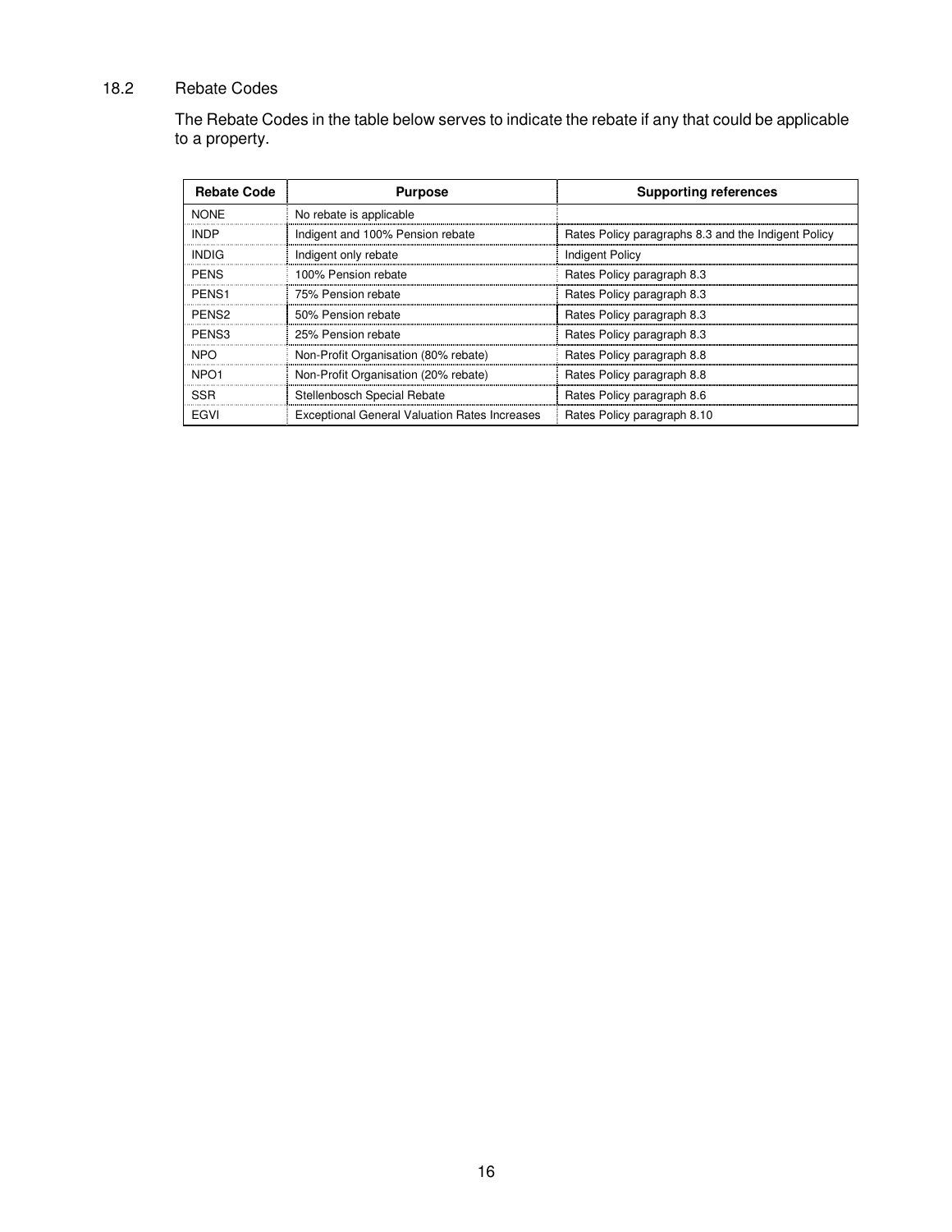## 18.2 Rebate Codes

The Rebate Codes in the table below serves to indicate the rebate if any that could be applicable to a property.

| Rebate Code | Purpose | Supporting references |
|---|---|---|
| NONE | No rebate is applicable | |
| INDP | Indigent and 100% Pension rebate | Rates Policy paragraphs 8.3 and the Indigent Policy |
| INDIG | Indigent only rebate | Indigent Policy |
| PENS | 100% Pension rebate | Rates Policy paragraph 8.3 |
| PENS1 | 75% Pension rebate | Rates Policy paragraph 8.3 |
| PENS2 | 50% Pension rebate | Rates Policy paragraph 8.3 |
| PENS3 | 25% Pension rebate | Rates Policy paragraph 8.3 |
| NPO | Non-Profit Organisation (80% rebate) | Rates Policy paragraph 8.8 |
| NPO1 | Non-Profit Organisation (20% rebate) | Rates Policy paragraph 8.8 |
| SSR | Stellenbosch Special Rebate | Rates Policy paragraph 8.6 |
| EGVI | Exceptional General Valuation Rates Increases | Rates Policy paragraph 8.10 |